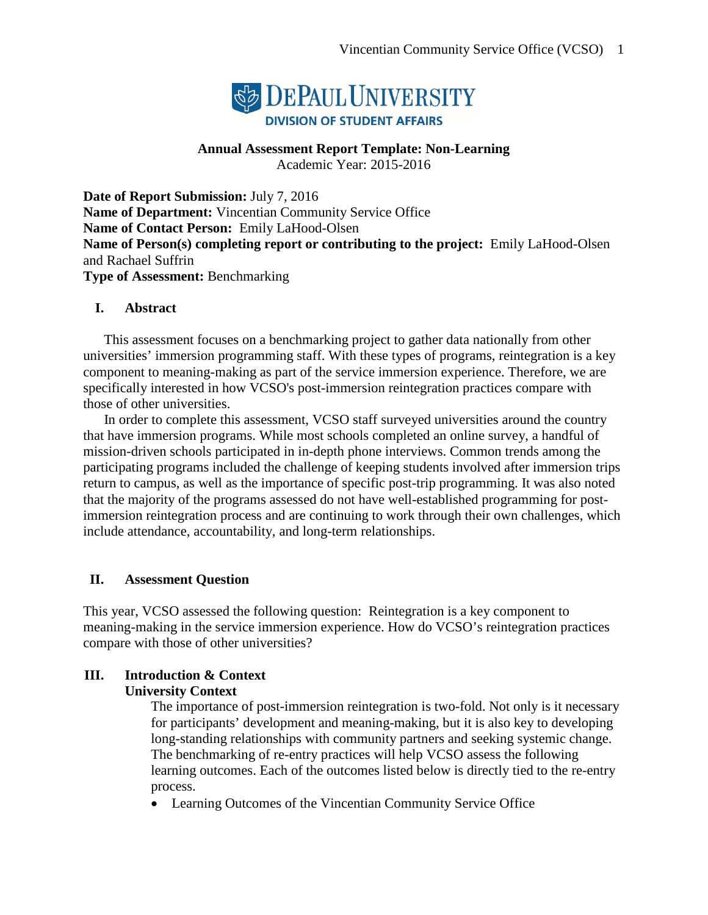**DEPAUL UNIVERSITY**
**DIVISION OF STUDENT AFFAIRS**

**Annual Assessment Report Template: Non-Learning**
Academic Year: 2015-2016

**Date of Report Submission:** July 7, 2016
**Name of Department:** Vincentian Community Service Office
**Name of Contact Person:** Emily LaHood-Olsen
**Name of Person(s) completing report or contributing to the project:** Emily LaHood-Olsen and Rachael Suffrin
**Type of Assessment:** Benchmarking

## I. Abstract

This assessment focuses on a benchmarking project to gather data nationally from other universities' immersion programming staff. With these types of programs, reintegration is a key component to meaning-making as part of the service immersion experience. Therefore, we are specifically interested in how VCSO's post-immersion reintegration practices compare with those of other universities.

In order to complete this assessment, VCSO staff surveyed universities around the country that have immersion programs. While most schools completed an online survey, a handful of mission-driven schools participated in in-depth phone interviews. Common trends among the participating programs included the challenge of keeping students involved after immersion trips return to campus, as well as the importance of specific post-trip programming. It was also noted that the majority of the programs assessed do not have well-established programming for post-immersion reintegration process and are continuing to work through their own challenges, which include attendance, accountability, and long-term relationships.

## II. Assessment Question

This year, VCSO assessed the following question: Reintegration is a key component to meaning-making in the service immersion experience. How do VCSO's reintegration practices compare with those of other universities?

## III. Introduction & Context

### University Context

The importance of post-immersion reintegration is two-fold. Not only is it necessary for participants' development and meaning-making, but it is also key to developing long-standing relationships with community partners and seeking systemic change. The benchmarking of re-entry practices will help VCSO assess the following learning outcomes. Each of the outcomes listed below is directly tied to the re-entry process.

- Learning Outcomes of the Vincentian Community Service Office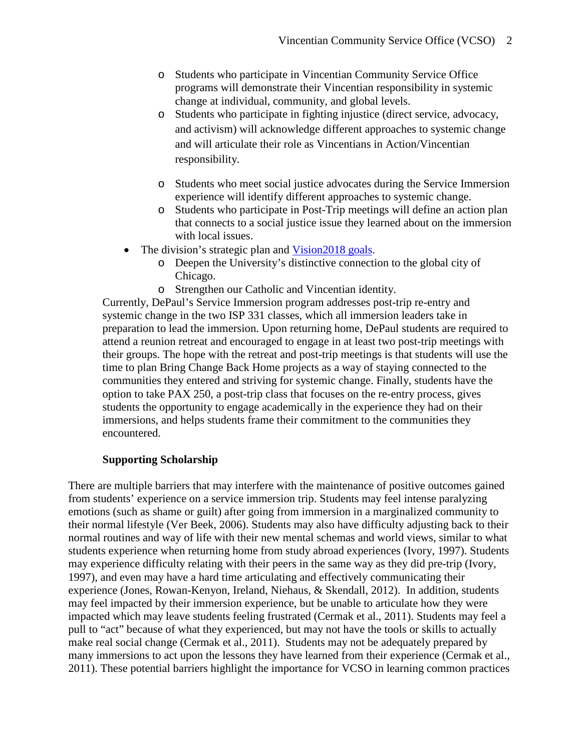- Students who participate in Vincentian Community Service Office programs will demonstrate their Vincentian responsibility in systemic change at individual, community, and global levels.
  - Students who participate in fighting injustice (direct service, advocacy, and activism) will acknowledge different approaches to systemic change and will articulate their role as Vincentians in Action/Vincentian responsibility.
  - Students who meet social justice advocates during the Service Immersion experience will identify different approaches to systemic change.
  - Students who participate in Post-Trip meetings will define an action plan that connects to a social justice issue they learned about on the immersion with local issues.
- The division's strategic plan and Vision2018 goals.
  - Deepen the University's distinctive connection to the global city of Chicago.
  - Strengthen our Catholic and Vincentian identity.

Currently, DePaul's Service Immersion program addresses post-trip re-entry and systemic change in the two ISP 331 classes, which all immersion leaders take in preparation to lead the immersion. Upon returning home, DePaul students are required to attend a reunion retreat and encouraged to engage in at least two post-trip meetings with their groups. The hope with the retreat and post-trip meetings is that students will use the time to plan Bring Change Back Home projects as a way of staying connected to the communities they entered and striving for systemic change. Finally, students have the option to take PAX 250, a post-trip class that focuses on the re-entry process, gives students the opportunity to engage academically in the experience they had on their immersions, and helps students frame their commitment to the communities they encountered.

**Supporting Scholarship**

There are multiple barriers that may interfere with the maintenance of positive outcomes gained from students' experience on a service immersion trip. Students may feel intense paralyzing emotions (such as shame or guilt) after going from immersion in a marginalized community to their normal lifestyle (Ver Beek, 2006). Students may also have difficulty adjusting back to their normal routines and way of life with their new mental schemas and world views, similar to what students experience when returning home from study abroad experiences (Ivory, 1997). Students may experience difficulty relating with their peers in the same way as they did pre-trip (Ivory, 1997), and even may have a hard time articulating and effectively communicating their experience (Jones, Rowan-Kenyon, Ireland, Niehaus, & Skendall, 2012). In addition, students may feel impacted by their immersion experience, but be unable to articulate how they were impacted which may leave students feeling frustrated (Cermak et al., 2011). Students may feel a pull to "act" because of what they experienced, but may not have the tools or skills to actually make real social change (Cermak et al., 2011). Students may not be adequately prepared by many immersions to act upon the lessons they have learned from their experience (Cermak et al., 2011). These potential barriers highlight the importance for VCSO in learning common practices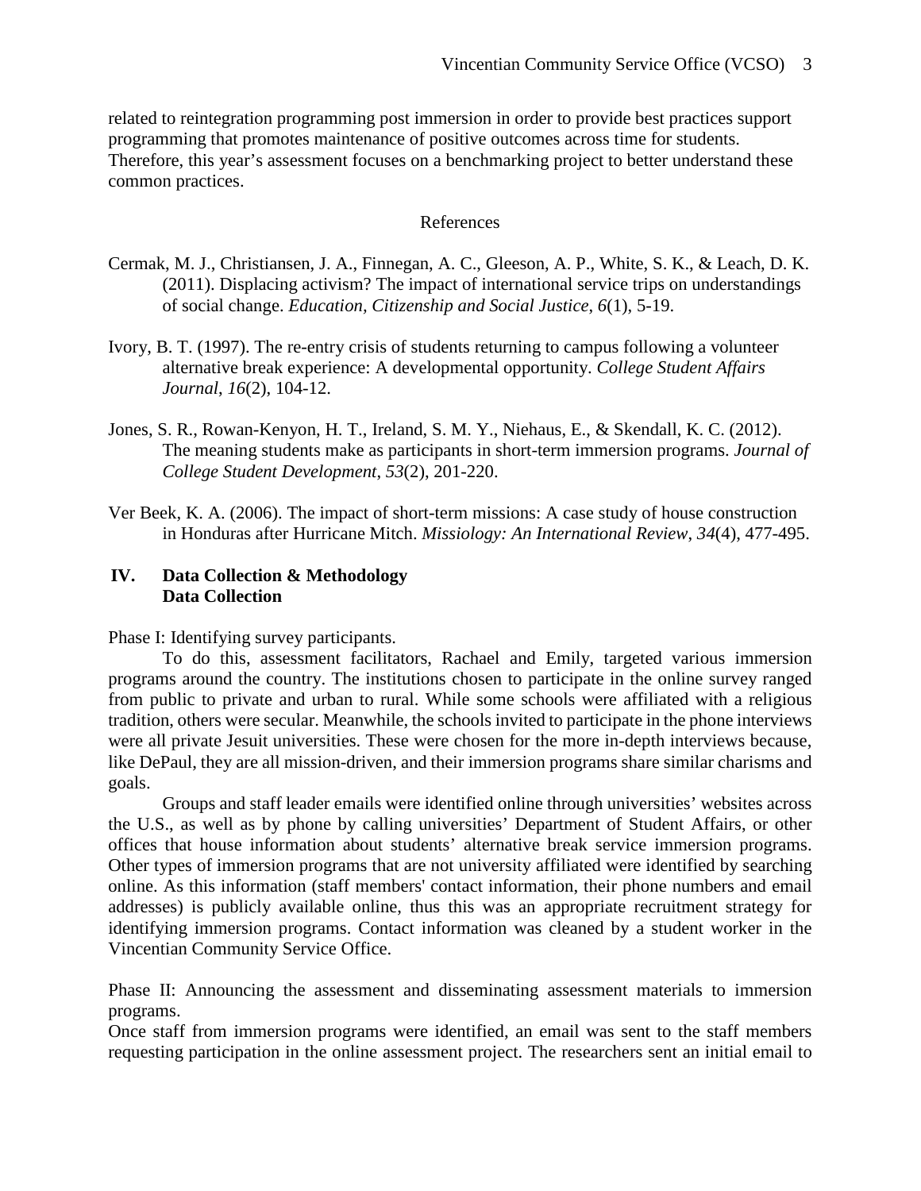related to reintegration programming post immersion in order to provide best practices support programming that promotes maintenance of positive outcomes across time for students. Therefore, this year's assessment focuses on a benchmarking project to better understand these common practices.

## References

Cermak, M. J., Christiansen, J. A., Finnegan, A. C., Gleeson, A. P., White, S. K., & Leach, D. K. (2011). Displacing activism? The impact of international service trips on understandings of social change. *Education, Citizenship and Social Justice*, *6*(1), 5-19.

Ivory, B. T. (1997). The re-entry crisis of students returning to campus following a volunteer alternative break experience: A developmental opportunity. *College Student Affairs Journal*, *16*(2), 104-12.

Jones, S. R., Rowan-Kenyon, H. T., Ireland, S. M. Y., Niehaus, E., & Skendall, K. C. (2012). The meaning students make as participants in short-term immersion programs. *Journal of College Student Development*, *53*(2), 201-220.

Ver Beek, K. A. (2006). The impact of short-term missions: A case study of house construction in Honduras after Hurricane Mitch. *Missiology: An International Review*, *34*(4), 477-495.

## IV. Data Collection & Methodology

### Data Collection

Phase I: Identifying survey participants.

To do this, assessment facilitators, Rachael and Emily, targeted various immersion programs around the country. The institutions chosen to participate in the online survey ranged from public to private and urban to rural. While some schools were affiliated with a religious tradition, others were secular. Meanwhile, the schools invited to participate in the phone interviews were all private Jesuit universities. These were chosen for the more in-depth interviews because, like DePaul, they are all mission-driven, and their immersion programs share similar charisms and goals.

Groups and staff leader emails were identified online through universities' websites across the U.S., as well as by phone by calling universities' Department of Student Affairs, or other offices that house information about students' alternative break service immersion programs. Other types of immersion programs that are not university affiliated were identified by searching online. As this information (staff members' contact information, their phone numbers and email addresses) is publicly available online, thus this was an appropriate recruitment strategy for identifying immersion programs. Contact information was cleaned by a student worker in the Vincentian Community Service Office.

Phase II: Announcing the assessment and disseminating assessment materials to immersion programs.

Once staff from immersion programs were identified, an email was sent to the staff members requesting participation in the online assessment project. The researchers sent an initial email to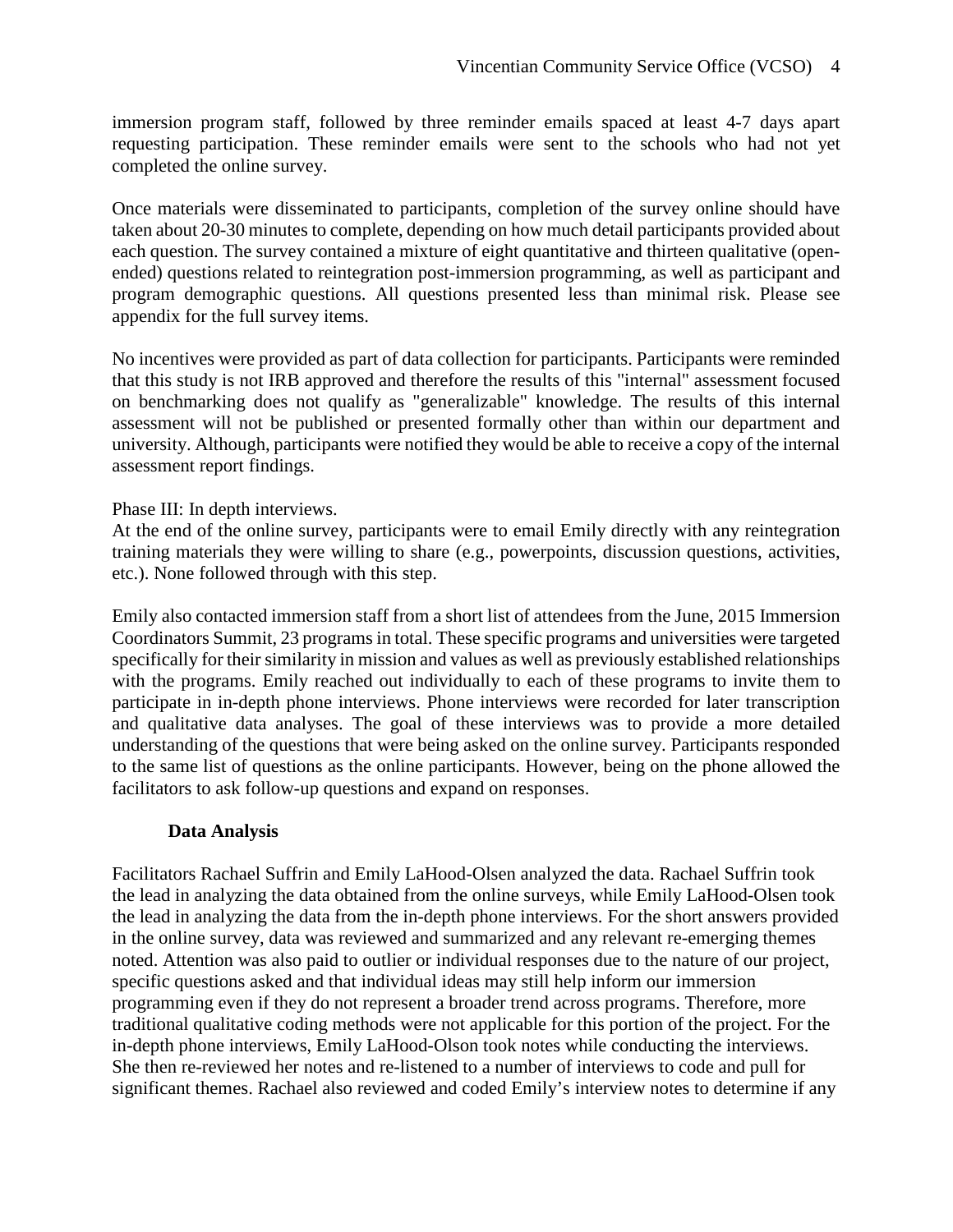immersion program staff, followed by three reminder emails spaced at least 4-7 days apart requesting participation. These reminder emails were sent to the schools who had not yet completed the online survey.

Once materials were disseminated to participants, completion of the survey online should have taken about 20-30 minutes to complete, depending on how much detail participants provided about each question. The survey contained a mixture of eight quantitative and thirteen qualitative (open-ended) questions related to reintegration post-immersion programming, as well as participant and program demographic questions. All questions presented less than minimal risk. Please see appendix for the full survey items.

No incentives were provided as part of data collection for participants. Participants were reminded that this study is not IRB approved and therefore the results of this "internal" assessment focused on benchmarking does not qualify as "generalizable" knowledge. The results of this internal assessment will not be published or presented formally other than within our department and university. Although, participants were notified they would be able to receive a copy of the internal assessment report findings.

Phase III: In depth interviews.

At the end of the online survey, participants were to email Emily directly with any reintegration training materials they were willing to share (e.g., powerpoints, discussion questions, activities, etc.). None followed through with this step.

Emily also contacted immersion staff from a short list of attendees from the June, 2015 Immersion Coordinators Summit, 23 programs in total. These specific programs and universities were targeted specifically for their similarity in mission and values as well as previously established relationships with the programs. Emily reached out individually to each of these programs to invite them to participate in in-depth phone interviews. Phone interviews were recorded for later transcription and qualitative data analyses. The goal of these interviews was to provide a more detailed understanding of the questions that were being asked on the online survey. Participants responded to the same list of questions as the online participants. However, being on the phone allowed the facilitators to ask follow-up questions and expand on responses.

**Data Analysis**

Facilitators Rachael Suffrin and Emily LaHood-Olsen analyzed the data. Rachael Suffrin took the lead in analyzing the data obtained from the online surveys, while Emily LaHood-Olsen took the lead in analyzing the data from the in-depth phone interviews. For the short answers provided in the online survey, data was reviewed and summarized and any relevant re-emerging themes noted. Attention was also paid to outlier or individual responses due to the nature of our project, specific questions asked and that individual ideas may still help inform our immersion programming even if they do not represent a broader trend across programs. Therefore, more traditional qualitative coding methods were not applicable for this portion of the project. For the in-depth phone interviews, Emily LaHood-Olson took notes while conducting the interviews. She then re-reviewed her notes and re-listened to a number of interviews to code and pull for significant themes. Rachael also reviewed and coded Emily's interview notes to determine if any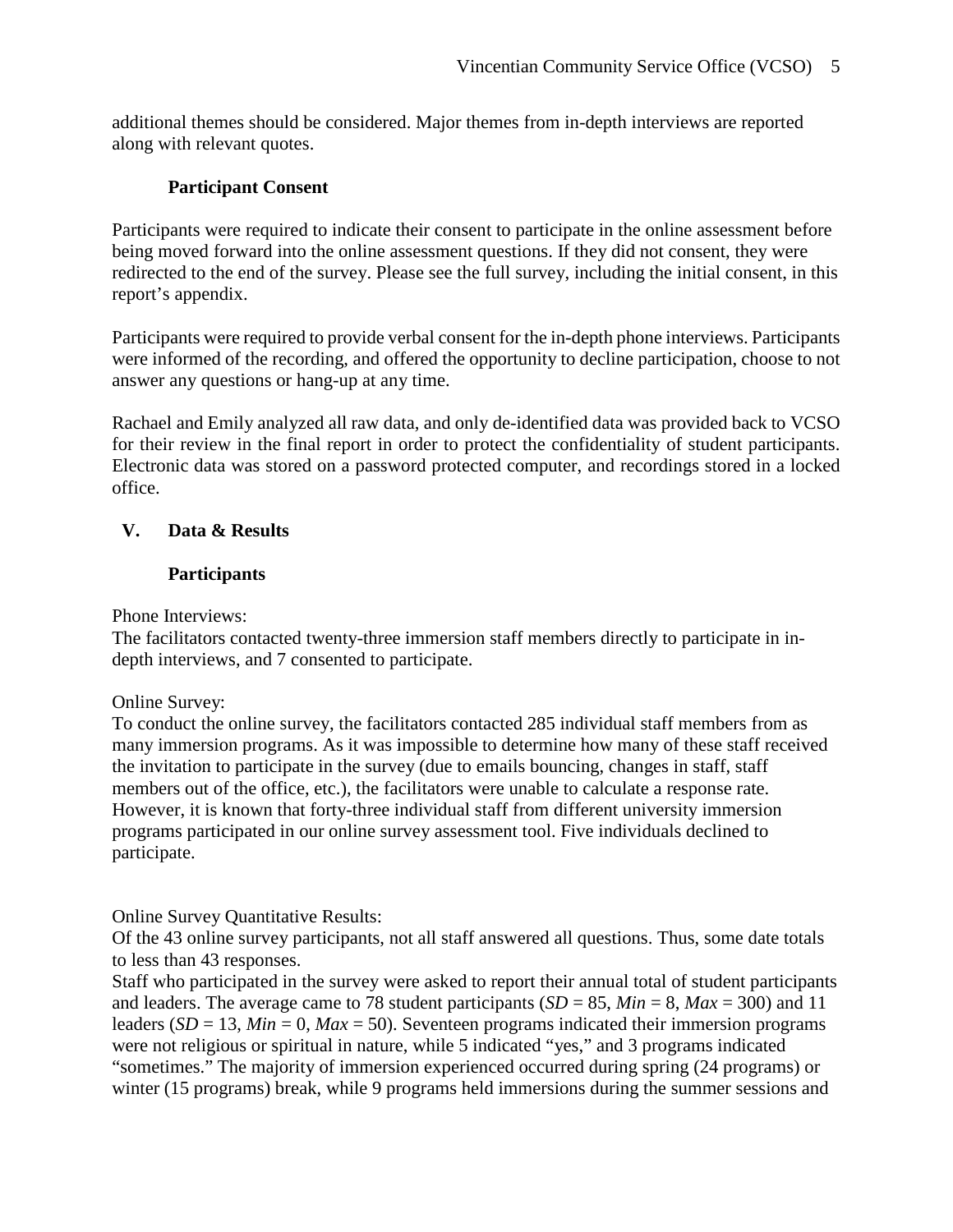additional themes should be considered. Major themes from in-depth interviews are reported along with relevant quotes.

### Participant Consent

Participants were required to indicate their consent to participate in the online assessment before being moved forward into the online assessment questions. If they did not consent, they were redirected to the end of the survey. Please see the full survey, including the initial consent, in this report's appendix.

Participants were required to provide verbal consent for the in-depth phone interviews. Participants were informed of the recording, and offered the opportunity to decline participation, choose to not answer any questions or hang-up at any time.

Rachael and Emily analyzed all raw data, and only de-identified data was provided back to VCSO for their review in the final report in order to protect the confidentiality of student participants. Electronic data was stored on a password protected computer, and recordings stored in a locked office.

## V. Data & Results

### Participants

Phone Interviews:
The facilitators contacted twenty-three immersion staff members directly to participate in in-depth interviews, and 7 consented to participate.

Online Survey:
To conduct the online survey, the facilitators contacted 285 individual staff members from as many immersion programs. As it was impossible to determine how many of these staff received the invitation to participate in the survey (due to emails bouncing, changes in staff, staff members out of the office, etc.), the facilitators were unable to calculate a response rate. However, it is known that forty-three individual staff from different university immersion programs participated in our online survey assessment tool. Five individuals declined to participate.

Online Survey Quantitative Results:
Of the 43 online survey participants, not all staff answered all questions. Thus, some date totals to less than 43 responses.
Staff who participated in the survey were asked to report their annual total of student participants and leaders. The average came to 78 student participants (*SD* = 85, *Min* = 8, *Max* = 300) and 11 leaders (*SD* = 13, *Min* = 0, *Max* = 50). Seventeen programs indicated their immersion programs were not religious or spiritual in nature, while 5 indicated "yes," and 3 programs indicated "sometimes." The majority of immersion experienced occurred during spring (24 programs) or winter (15 programs) break, while 9 programs held immersions during the summer sessions and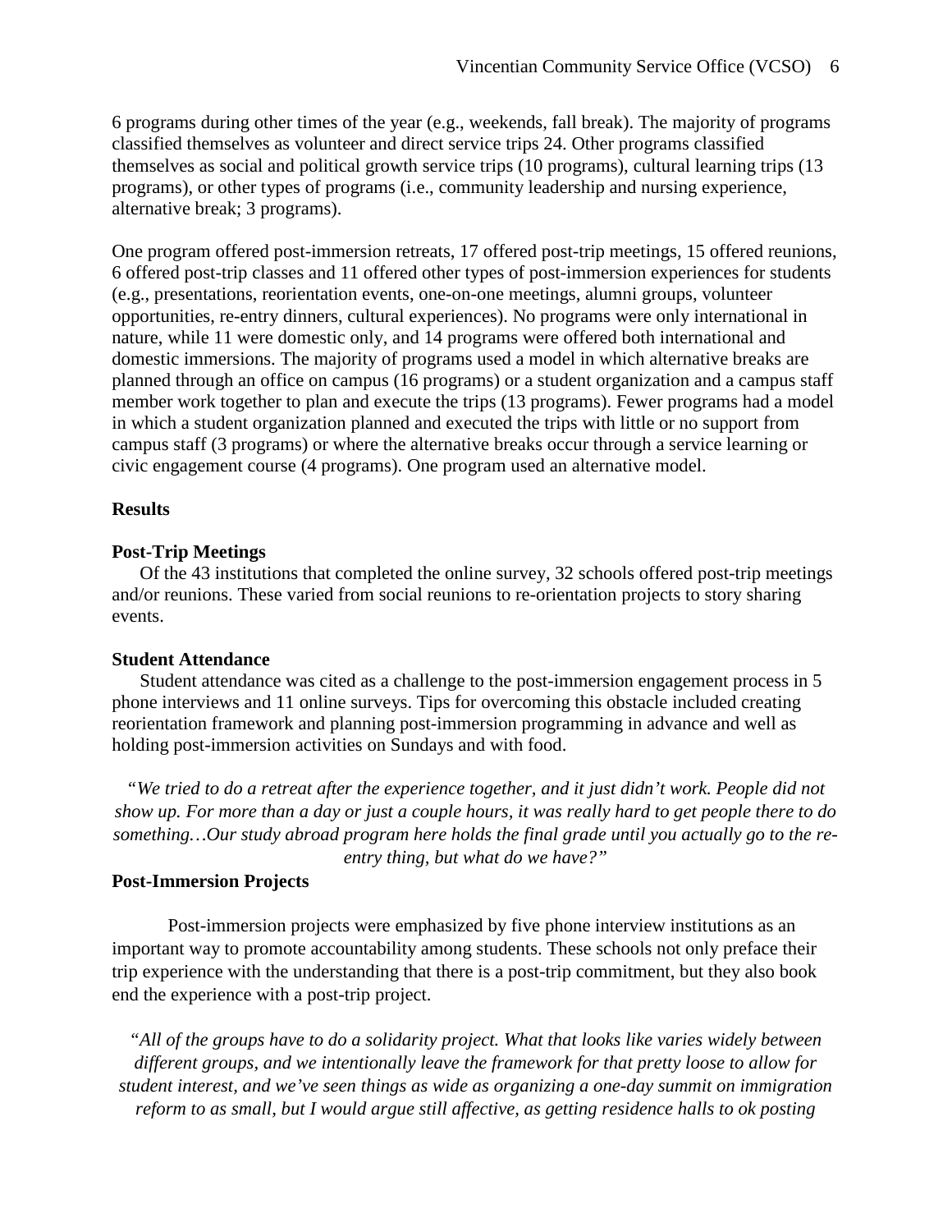6 programs during other times of the year (e.g., weekends, fall break). The majority of programs classified themselves as volunteer and direct service trips 24. Other programs classified themselves as social and political growth service trips (10 programs), cultural learning trips (13 programs), or other types of programs (i.e., community leadership and nursing experience, alternative break; 3 programs).

One program offered post-immersion retreats, 17 offered post-trip meetings, 15 offered reunions, 6 offered post-trip classes and 11 offered other types of post-immersion experiences for students (e.g., presentations, reorientation events, one-on-one meetings, alumni groups, volunteer opportunities, re-entry dinners, cultural experiences). No programs were only international in nature, while 11 were domestic only, and 14 programs were offered both international and domestic immersions. The majority of programs used a model in which alternative breaks are planned through an office on campus (16 programs) or a student organization and a campus staff member work together to plan and execute the trips (13 programs). Fewer programs had a model in which a student organization planned and executed the trips with little or no support from campus staff (3 programs) or where the alternative breaks occur through a service learning or civic engagement course (4 programs). One program used an alternative model.

## Results

### Post-Trip Meetings

Of the 43 institutions that completed the online survey, 32 schools offered post-trip meetings and/or reunions. These varied from social reunions to re-orientation projects to story sharing events.

### Student Attendance

Student attendance was cited as a challenge to the post-immersion engagement process in 5 phone interviews and 11 online surveys. Tips for overcoming this obstacle included creating reorientation framework and planning post-immersion programming in advance and well as holding post-immersion activities on Sundays and with food.

*"We tried to do a retreat after the experience together, and it just didn't work. People did not show up. For more than a day or just a couple hours, it was really hard to get people there to do something…Our study abroad program here holds the final grade until you actually go to the re-entry thing, but what do we have?"*

### Post-Immersion Projects

Post-immersion projects were emphasized by five phone interview institutions as an important way to promote accountability among students. These schools not only preface their trip experience with the understanding that there is a post-trip commitment, but they also book end the experience with a post-trip project.

*"All of the groups have to do a solidarity project. What that looks like varies widely between different groups, and we intentionally leave the framework for that pretty loose to allow for student interest, and we've seen things as wide as organizing a one-day summit on immigration reform to as small, but I would argue still affective, as getting residence halls to ok posting*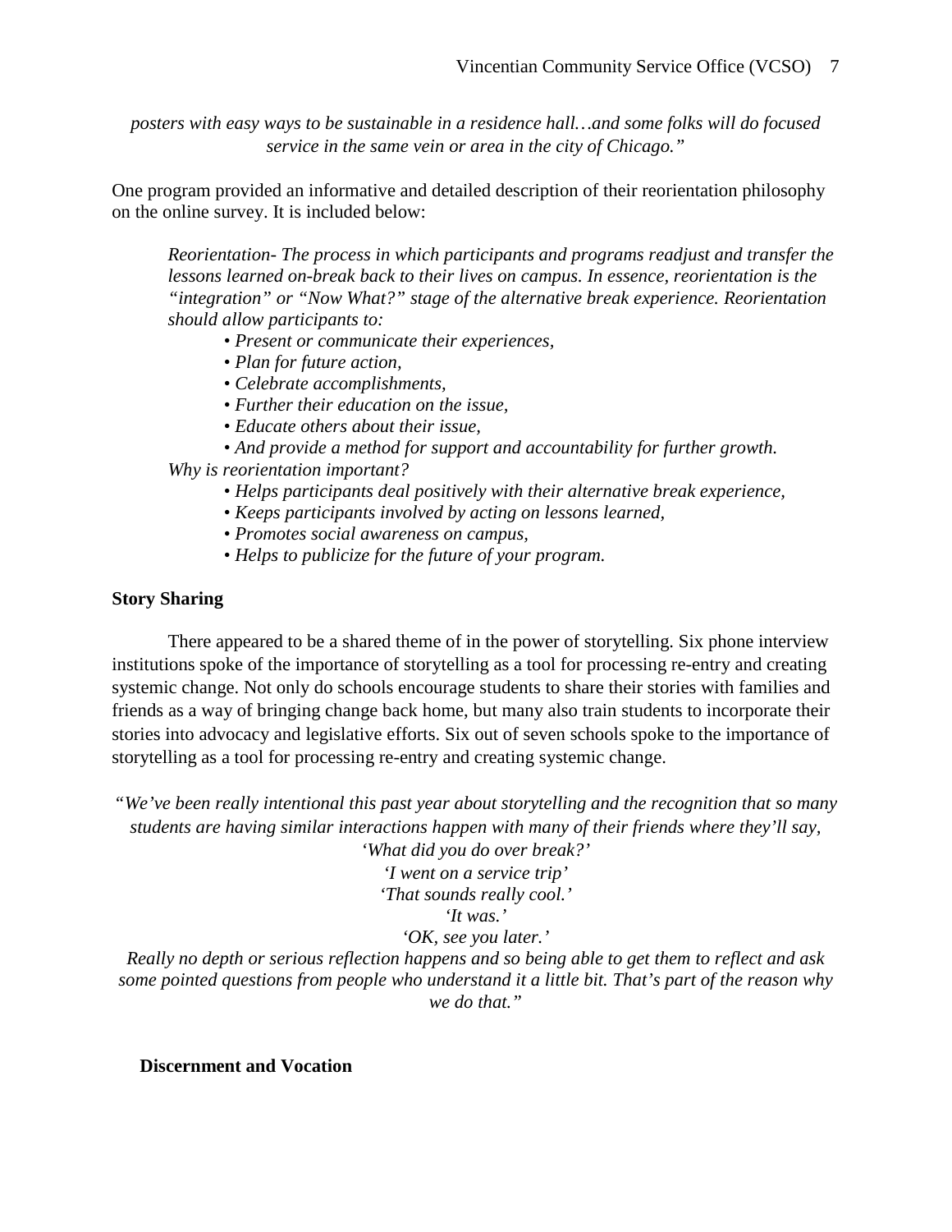*posters with easy ways to be sustainable in a residence hall…and some folks will do focused service in the same vein or area in the city of Chicago."*

One program provided an informative and detailed description of their reorientation philosophy on the online survey. It is included below:

> *Reorientation- The process in which participants and programs readjust and transfer the lessons learned on-break back to their lives on campus. In essence, reorientation is the "integration" or "Now What?" stage of the alternative break experience. Reorientation should allow participants to:*
>
> - *Present or communicate their experiences,*
> - *Plan for future action,*
> - *Celebrate accomplishments,*
> - *Further their education on the issue,*
> - *Educate others about their issue,*
> - *And provide a method for support and accountability for further growth.*
>
> *Why is reorientation important?*
>
> - *Helps participants deal positively with their alternative break experience,*
> - *Keeps participants involved by acting on lessons learned,*
> - *Promotes social awareness on campus,*
> - *Helps to publicize for the future of your program.*

**Story Sharing**

There appeared to be a shared theme of in the power of storytelling. Six phone interview institutions spoke of the importance of storytelling as a tool for processing re-entry and creating systemic change. Not only do schools encourage students to share their stories with families and friends as a way of bringing change back home, but many also train students to incorporate their stories into advocacy and legislative efforts. Six out of seven schools spoke to the importance of storytelling as a tool for processing re-entry and creating systemic change.

*"We've been really intentional this past year about storytelling and the recognition that so many students are having similar interactions happen with many of their friends where they'll say,*
*'What did you do over break?'*
*'I went on a service trip'*
*'That sounds really cool.'*
*'It was.'*
*'OK, see you later.'*
*Really no depth or serious reflection happens and so being able to get them to reflect and ask some pointed questions from people who understand it a little bit. That's part of the reason why we do that."*

**Discernment and Vocation**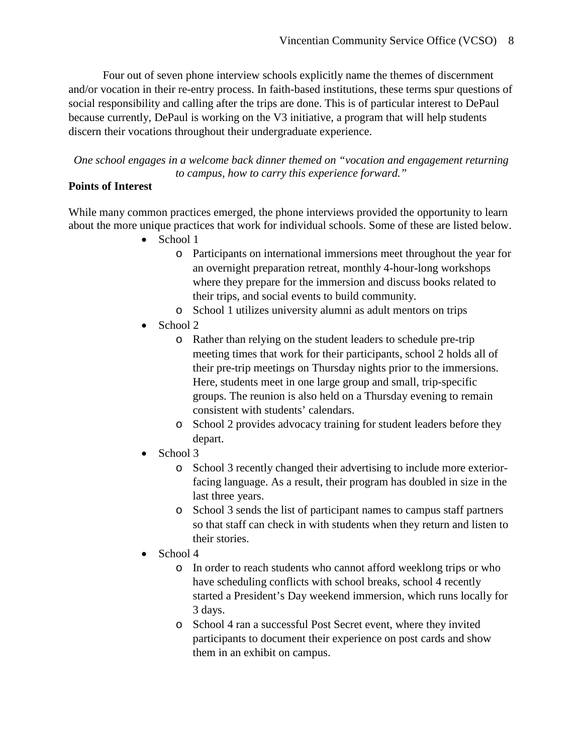Four out of seven phone interview schools explicitly name the themes of discernment and/or vocation in their re-entry process. In faith-based institutions, these terms spur questions of social responsibility and calling after the trips are done. This is of particular interest to DePaul because currently, DePaul is working on the V3 initiative, a program that will help students discern their vocations throughout their undergraduate experience.

*One school engages in a welcome back dinner themed on "vocation and engagement returning to campus, how to carry this experience forward."*

**Points of Interest**

While many common practices emerged, the phone interviews provided the opportunity to learn about the more unique practices that work for individual schools. Some of these are listed below.

- School 1
  - Participants on international immersions meet throughout the year for an overnight preparation retreat, monthly 4-hour-long workshops where they prepare for the immersion and discuss books related to their trips, and social events to build community.
  - School 1 utilizes university alumni as adult mentors on trips
- School 2
  - Rather than relying on the student leaders to schedule pre-trip meeting times that work for their participants, school 2 holds all of their pre-trip meetings on Thursday nights prior to the immersions. Here, students meet in one large group and small, trip-specific groups. The reunion is also held on a Thursday evening to remain consistent with students' calendars.
  - School 2 provides advocacy training for student leaders before they depart.
- School 3
  - School 3 recently changed their advertising to include more exterior-facing language. As a result, their program has doubled in size in the last three years.
  - School 3 sends the list of participant names to campus staff partners so that staff can check in with students when they return and listen to their stories.
- School 4
  - In order to reach students who cannot afford weeklong trips or who have scheduling conflicts with school breaks, school 4 recently started a President's Day weekend immersion, which runs locally for 3 days.
  - School 4 ran a successful Post Secret event, where they invited participants to document their experience on post cards and show them in an exhibit on campus.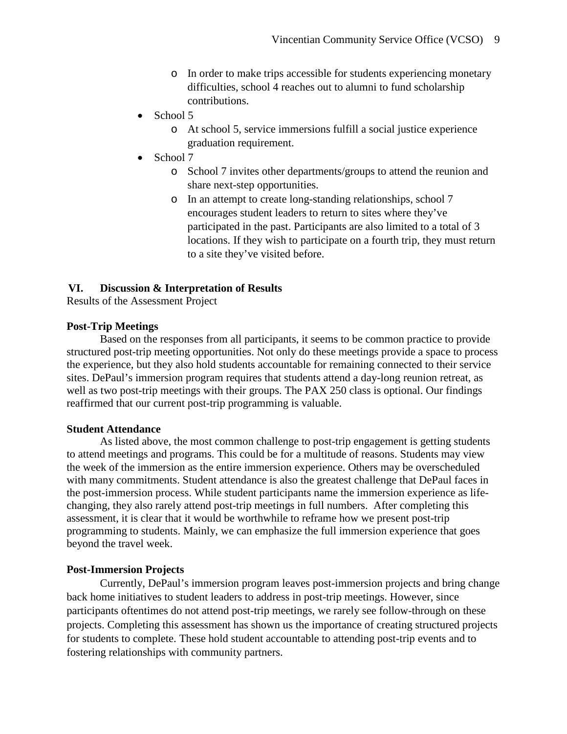- In order to make trips accessible for students experiencing monetary difficulties, school 4 reaches out to alumni to fund scholarship contributions.
- School 5
  - At school 5, service immersions fulfill a social justice experience graduation requirement.
- School 7
  - School 7 invites other departments/groups to attend the reunion and share next-step opportunities.
  - In an attempt to create long-standing relationships, school 7 encourages student leaders to return to sites where they've participated in the past. Participants are also limited to a total of 3 locations. If they wish to participate on a fourth trip, they must return to a site they've visited before.

## VI. Discussion & Interpretation of Results

Results of the Assessment Project

**Post-Trip Meetings**

Based on the responses from all participants, it seems to be common practice to provide structured post-trip meeting opportunities. Not only do these meetings provide a space to process the experience, but they also hold students accountable for remaining connected to their service sites. DePaul's immersion program requires that students attend a day-long reunion retreat, as well as two post-trip meetings with their groups. The PAX 250 class is optional. Our findings reaffirmed that our current post-trip programming is valuable.

**Student Attendance**

As listed above, the most common challenge to post-trip engagement is getting students to attend meetings and programs. This could be for a multitude of reasons. Students may view the week of the immersion as the entire immersion experience. Others may be overscheduled with many commitments. Student attendance is also the greatest challenge that DePaul faces in the post-immersion process. While student participants name the immersion experience as life-changing, they also rarely attend post-trip meetings in full numbers. After completing this assessment, it is clear that it would be worthwhile to reframe how we present post-trip programming to students. Mainly, we can emphasize the full immersion experience that goes beyond the travel week.

**Post-Immersion Projects**

Currently, DePaul's immersion program leaves post-immersion projects and bring change back home initiatives to student leaders to address in post-trip meetings. However, since participants oftentimes do not attend post-trip meetings, we rarely see follow-through on these projects. Completing this assessment has shown us the importance of creating structured projects for students to complete. These hold student accountable to attending post-trip events and to fostering relationships with community partners.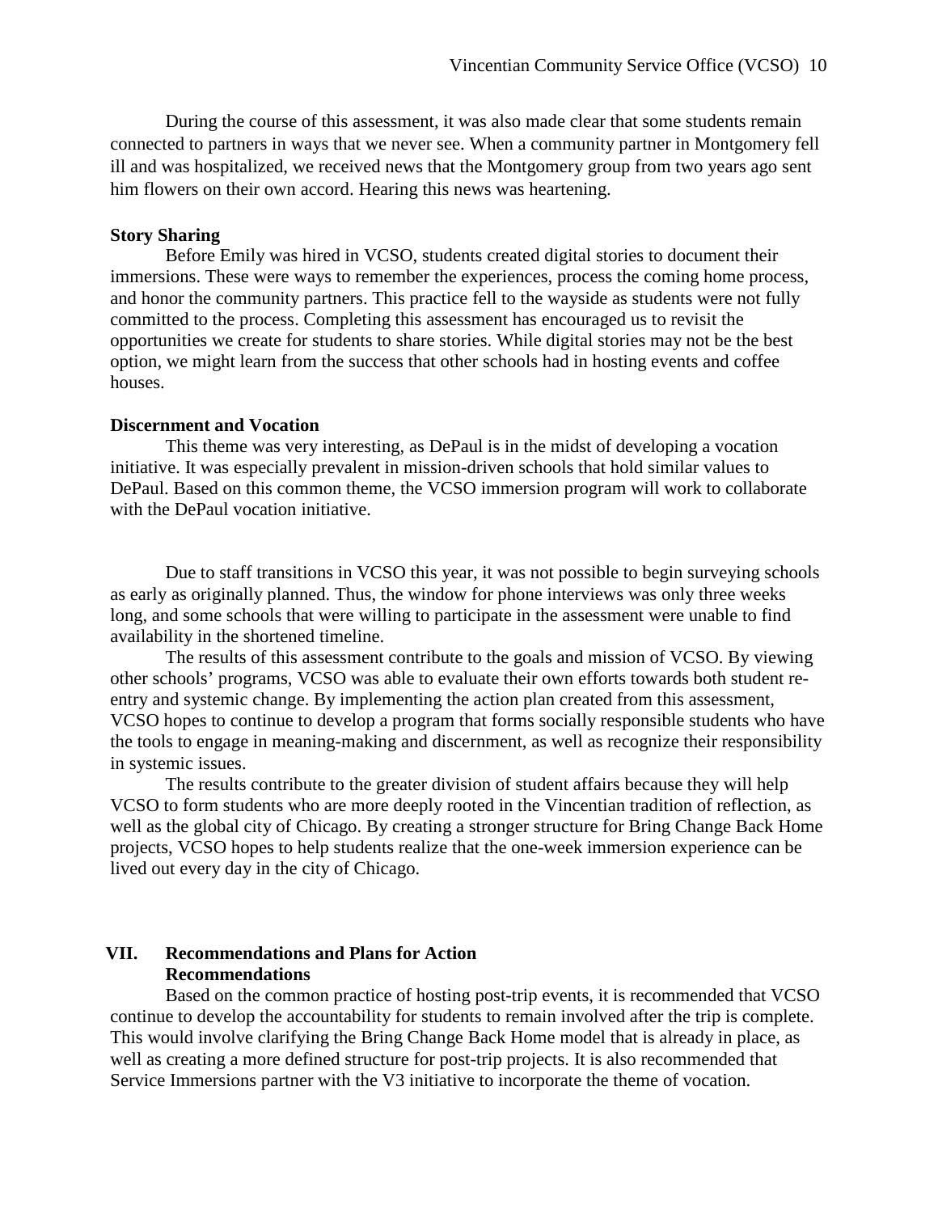During the course of this assessment, it was also made clear that some students remain connected to partners in ways that we never see. When a community partner in Montgomery fell ill and was hospitalized, we received news that the Montgomery group from two years ago sent him flowers on their own accord. Hearing this news was heartening.

**Story Sharing**

Before Emily was hired in VCSO, students created digital stories to document their immersions. These were ways to remember the experiences, process the coming home process, and honor the community partners. This practice fell to the wayside as students were not fully committed to the process. Completing this assessment has encouraged us to revisit the opportunities we create for students to share stories. While digital stories may not be the best option, we might learn from the success that other schools had in hosting events and coffee houses.

**Discernment and Vocation**

This theme was very interesting, as DePaul is in the midst of developing a vocation initiative. It was especially prevalent in mission-driven schools that hold similar values to DePaul. Based on this common theme, the VCSO immersion program will work to collaborate with the DePaul vocation initiative.

Due to staff transitions in VCSO this year, it was not possible to begin surveying schools as early as originally planned. Thus, the window for phone interviews was only three weeks long, and some schools that were willing to participate in the assessment were unable to find availability in the shortened timeline.

The results of this assessment contribute to the goals and mission of VCSO. By viewing other schools' programs, VCSO was able to evaluate their own efforts towards both student re-entry and systemic change. By implementing the action plan created from this assessment, VCSO hopes to continue to develop a program that forms socially responsible students who have the tools to engage in meaning-making and discernment, as well as recognize their responsibility in systemic issues.

The results contribute to the greater division of student affairs because they will help VCSO to form students who are more deeply rooted in the Vincentian tradition of reflection, as well as the global city of Chicago. By creating a stronger structure for Bring Change Back Home projects, VCSO hopes to help students realize that the one-week immersion experience can be lived out every day in the city of Chicago.

## VII. Recommendations and Plans for Action

### Recommendations

Based on the common practice of hosting post-trip events, it is recommended that VCSO continue to develop the accountability for students to remain involved after the trip is complete. This would involve clarifying the Bring Change Back Home model that is already in place, as well as creating a more defined structure for post-trip projects. It is also recommended that Service Immersions partner with the V3 initiative to incorporate the theme of vocation.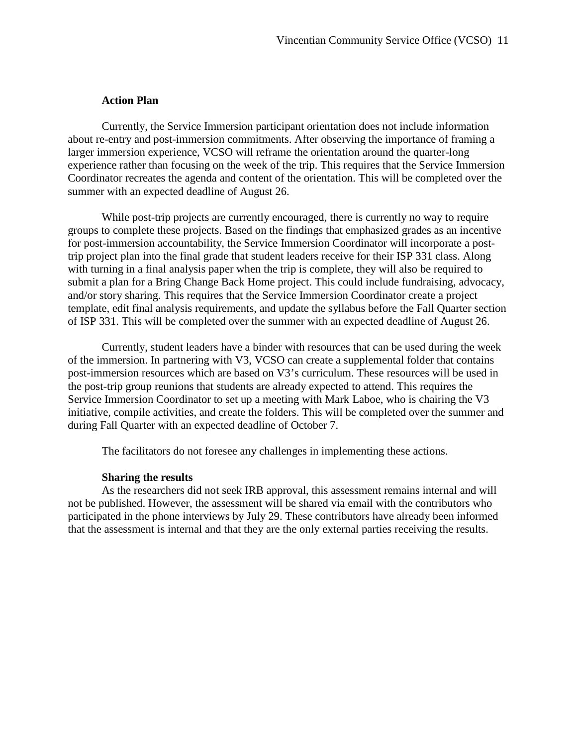## Action Plan

Currently, the Service Immersion participant orientation does not include information about re-entry and post-immersion commitments. After observing the importance of framing a larger immersion experience, VCSO will reframe the orientation around the quarter-long experience rather than focusing on the week of the trip. This requires that the Service Immersion Coordinator recreates the agenda and content of the orientation. This will be completed over the summer with an expected deadline of August 26.

While post-trip projects are currently encouraged, there is currently no way to require groups to complete these projects. Based on the findings that emphasized grades as an incentive for post-immersion accountability, the Service Immersion Coordinator will incorporate a post-trip project plan into the final grade that student leaders receive for their ISP 331 class. Along with turning in a final analysis paper when the trip is complete, they will also be required to submit a plan for a Bring Change Back Home project. This could include fundraising, advocacy, and/or story sharing. This requires that the Service Immersion Coordinator create a project template, edit final analysis requirements, and update the syllabus before the Fall Quarter section of ISP 331. This will be completed over the summer with an expected deadline of August 26.

Currently, student leaders have a binder with resources that can be used during the week of the immersion. In partnering with V3, VCSO can create a supplemental folder that contains post-immersion resources which are based on V3's curriculum. These resources will be used in the post-trip group reunions that students are already expected to attend. This requires the Service Immersion Coordinator to set up a meeting with Mark Laboe, who is chairing the V3 initiative, compile activities, and create the folders. This will be completed over the summer and during Fall Quarter with an expected deadline of October 7.

The facilitators do not foresee any challenges in implementing these actions.

### Sharing the results

As the researchers did not seek IRB approval, this assessment remains internal and will not be published. However, the assessment will be shared via email with the contributors who participated in the phone interviews by July 29. These contributors have already been informed that the assessment is internal and that they are the only external parties receiving the results.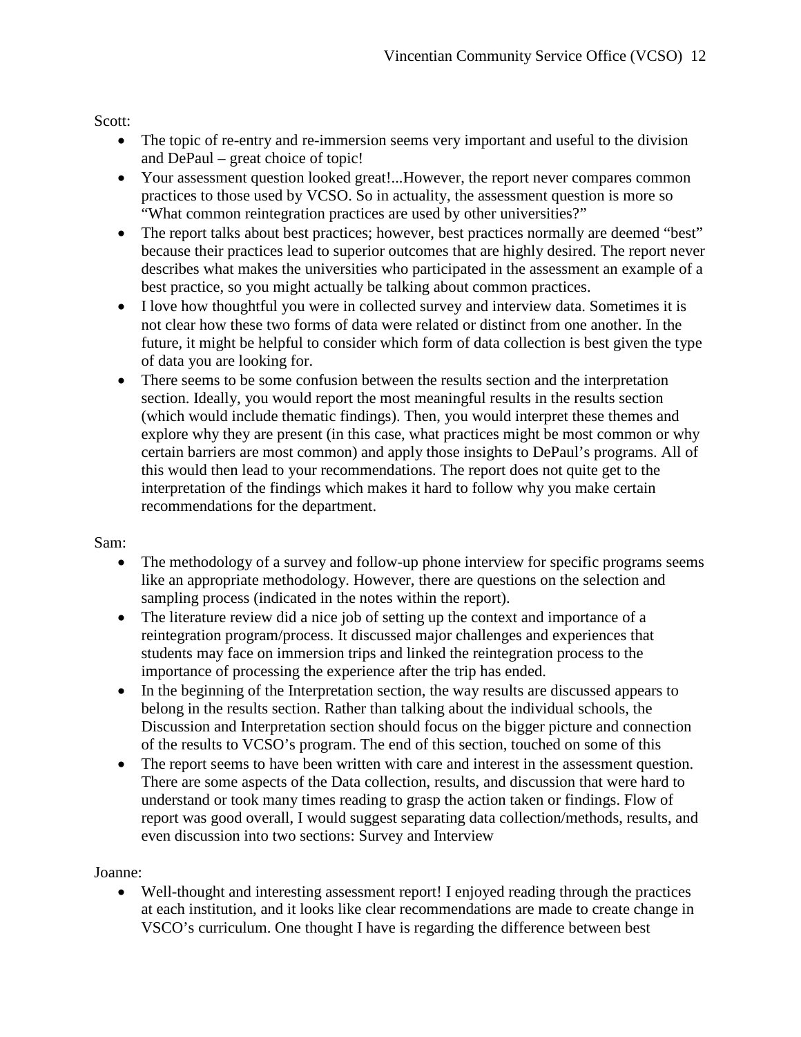Scott:

- The topic of re-entry and re-immersion seems very important and useful to the division and DePaul – great choice of topic!
- Your assessment question looked great!...However, the report never compares common practices to those used by VCSO. So in actuality, the assessment question is more so "What common reintegration practices are used by other universities?"
- The report talks about best practices; however, best practices normally are deemed "best" because their practices lead to superior outcomes that are highly desired. The report never describes what makes the universities who participated in the assessment an example of a best practice, so you might actually be talking about common practices.
- I love how thoughtful you were in collected survey and interview data. Sometimes it is not clear how these two forms of data were related or distinct from one another. In the future, it might be helpful to consider which form of data collection is best given the type of data you are looking for.
- There seems to be some confusion between the results section and the interpretation section. Ideally, you would report the most meaningful results in the results section (which would include thematic findings). Then, you would interpret these themes and explore why they are present (in this case, what practices might be most common or why certain barriers are most common) and apply those insights to DePaul's programs. All of this would then lead to your recommendations. The report does not quite get to the interpretation of the findings which makes it hard to follow why you make certain recommendations for the department.

Sam:

- The methodology of a survey and follow-up phone interview for specific programs seems like an appropriate methodology. However, there are questions on the selection and sampling process (indicated in the notes within the report).
- The literature review did a nice job of setting up the context and importance of a reintegration program/process. It discussed major challenges and experiences that students may face on immersion trips and linked the reintegration process to the importance of processing the experience after the trip has ended.
- In the beginning of the Interpretation section, the way results are discussed appears to belong in the results section. Rather than talking about the individual schools, the Discussion and Interpretation section should focus on the bigger picture and connection of the results to VCSO's program. The end of this section, touched on some of this
- The report seems to have been written with care and interest in the assessment question. There are some aspects of the Data collection, results, and discussion that were hard to understand or took many times reading to grasp the action taken or findings. Flow of report was good overall, I would suggest separating data collection/methods, results, and even discussion into two sections: Survey and Interview

Joanne:

- Well-thought and interesting assessment report! I enjoyed reading through the practices at each institution, and it looks like clear recommendations are made to create change in VSCO's curriculum. One thought I have is regarding the difference between best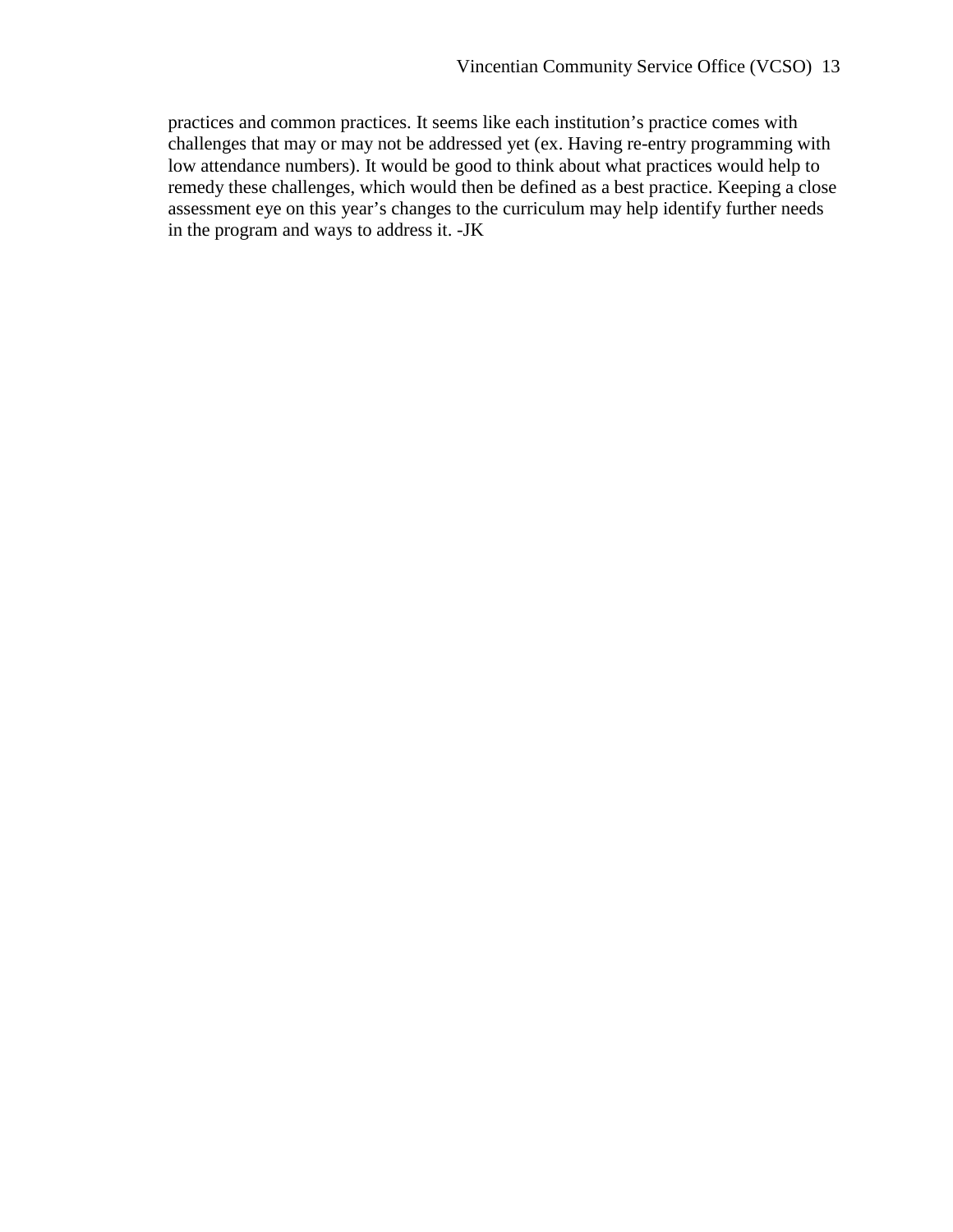practices and common practices. It seems like each institution's practice comes with challenges that may or may not be addressed yet (ex. Having re-entry programming with low attendance numbers). It would be good to think about what practices would help to remedy these challenges, which would then be defined as a best practice. Keeping a close assessment eye on this year's changes to the curriculum may help identify further needs in the program and ways to address it. -JK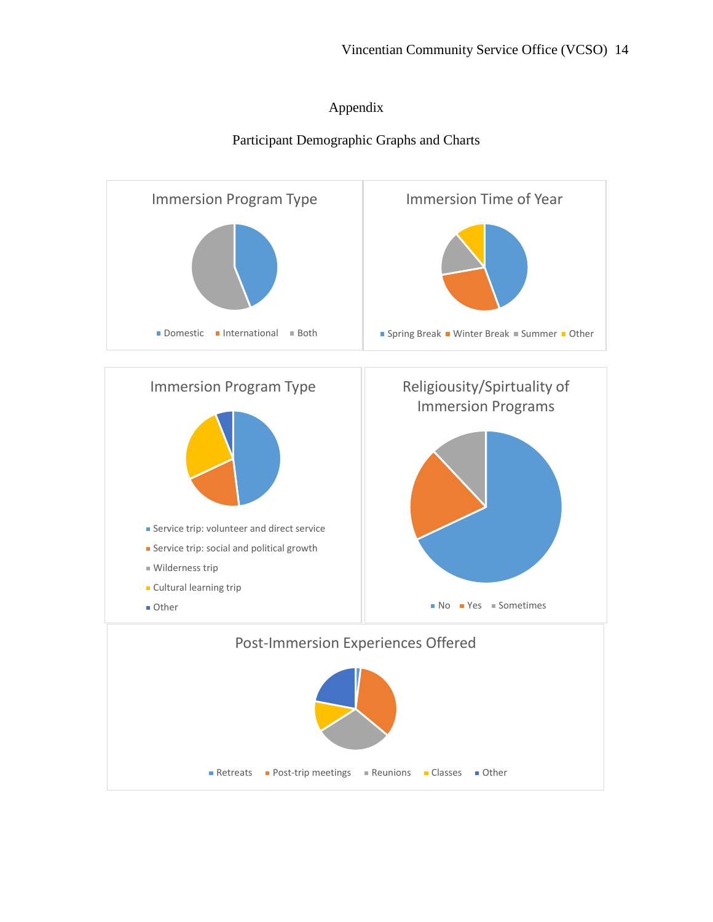# Appendix

## Participant Demographic Graphs and Charts

**Immersion Program Type**

Domestic · International · Both

**Immersion Time of Year**

Spring Break · Winter Break · Summer · Other

**Immersion Program Type**

- Service trip: volunteer and direct service
- Service trip: social and political growth
- Wilderness trip
- Cultural learning trip
- Other

**Religiousity/Spirtuality of Immersion Programs**

No · Yes · Sometimes

**Post-Immersion Experiences Offered**

Retreats · Post-trip meetings · Reunions · Classes · Other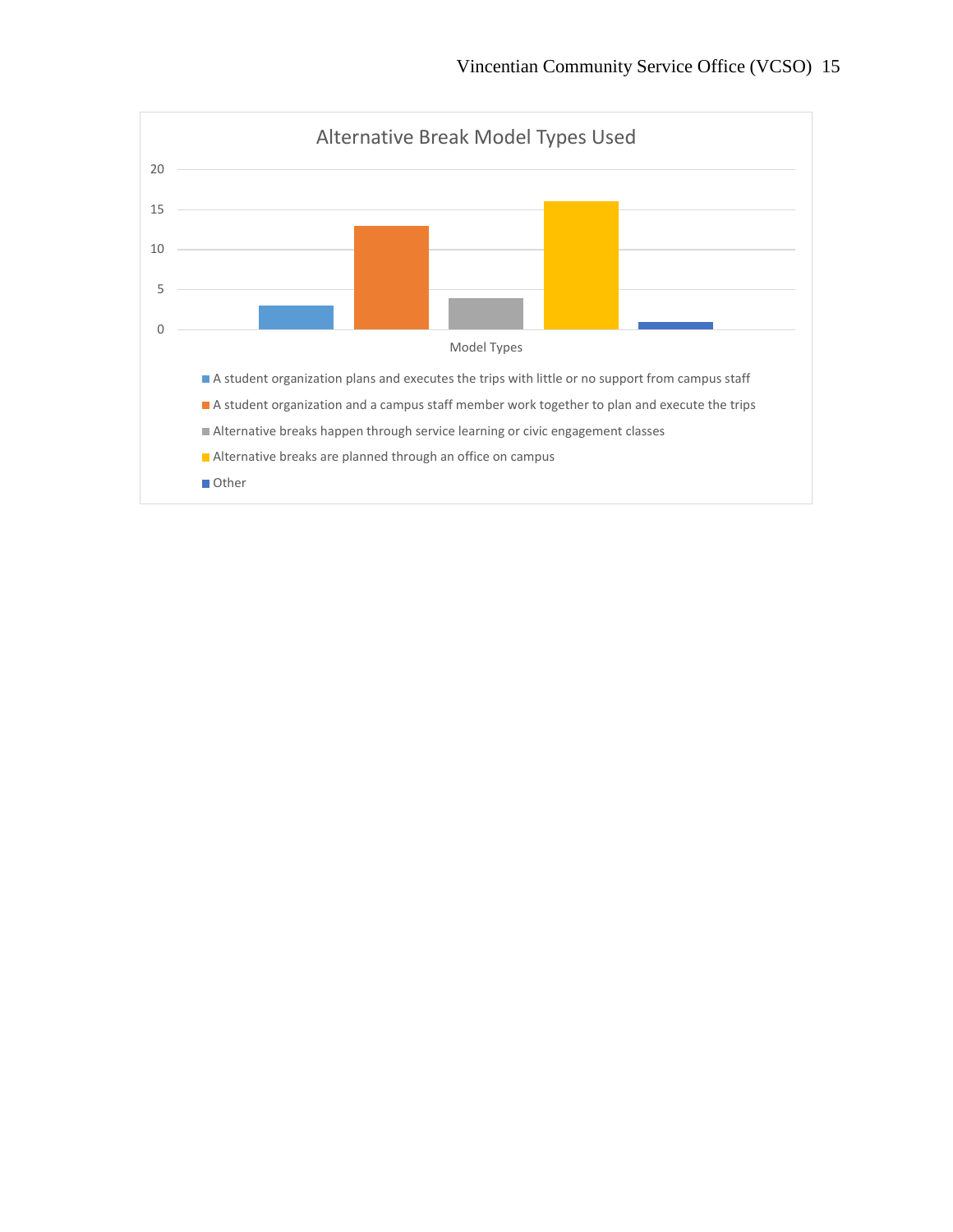**Alternative Break Model Types Used**

| Model Types | Count |
| --- | --- |
| A student organization plans and executes the trips with little or no support from campus staff | 3 |
| A student organization and a campus staff member work together to plan and execute the trips | 13 |
| Alternative breaks happen through service learning or civic engagement classes | 4 |
| Alternative breaks are planned through an office on campus | 16 |
| Other | 1 |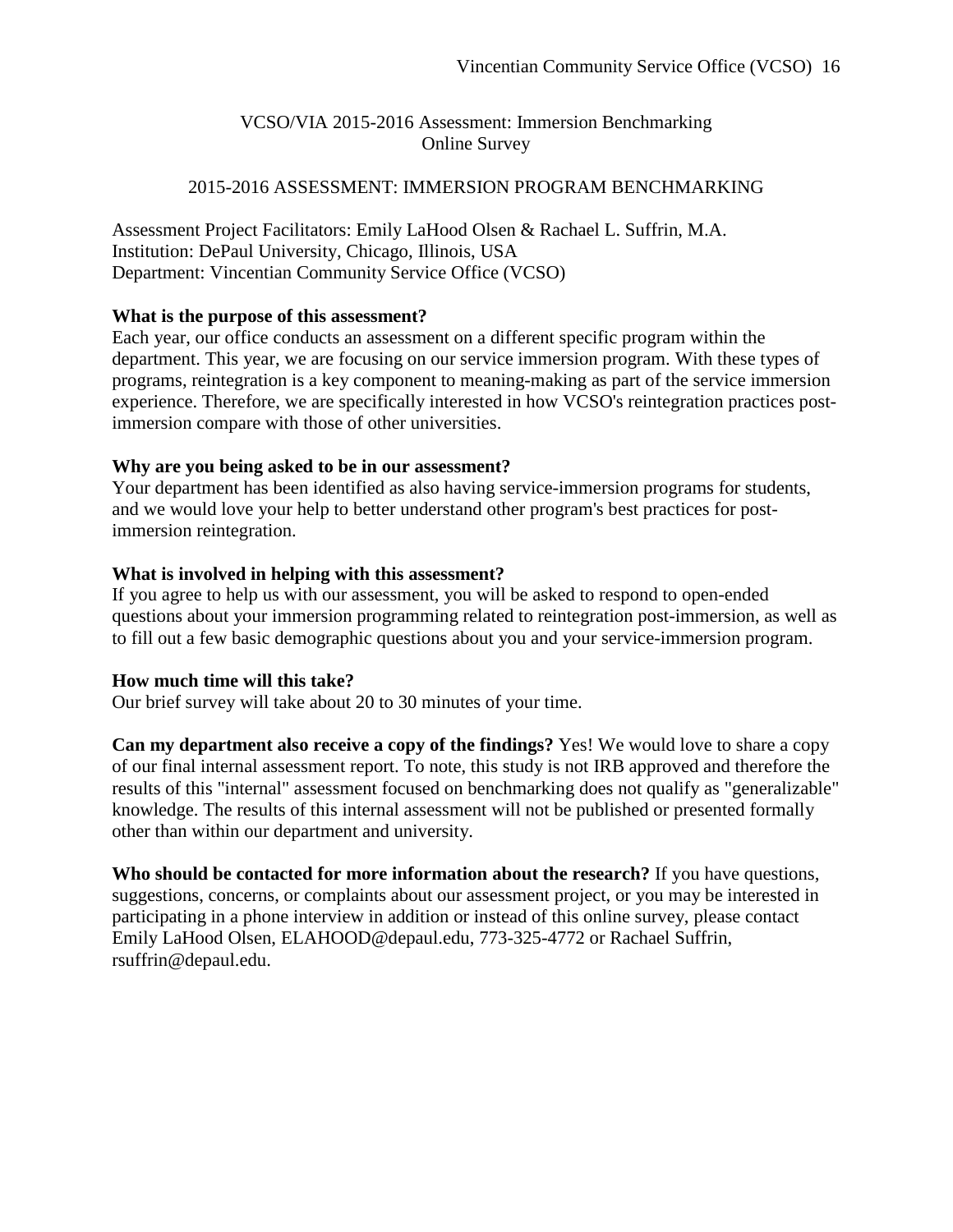## VCSO/VIA 2015-2016 Assessment: Immersion Benchmarking Online Survey

### 2015-2016 ASSESSMENT: IMMERSION PROGRAM BENCHMARKING

Assessment Project Facilitators: Emily LaHood Olsen & Rachael L. Suffrin, M.A.
Institution: DePaul University, Chicago, Illinois, USA
Department: Vincentian Community Service Office (VCSO)

**What is the purpose of this assessment?**
Each year, our office conducts an assessment on a different specific program within the department. This year, we are focusing on our service immersion program. With these types of programs, reintegration is a key component to meaning-making as part of the service immersion experience. Therefore, we are specifically interested in how VCSO's reintegration practices post-immersion compare with those of other universities.

**Why are you being asked to be in our assessment?**
Your department has been identified as also having service-immersion programs for students, and we would love your help to better understand other program's best practices for post-immersion reintegration.

**What is involved in helping with this assessment?**
If you agree to help us with our assessment, you will be asked to respond to open-ended questions about your immersion programming related to reintegration post-immersion, as well as to fill out a few basic demographic questions about you and your service-immersion program.

**How much time will this take?**
Our brief survey will take about 20 to 30 minutes of your time.

**Can my department also receive a copy of the findings?** Yes! We would love to share a copy of our final internal assessment report. To note, this study is not IRB approved and therefore the results of this "internal" assessment focused on benchmarking does not qualify as "generalizable" knowledge. The results of this internal assessment will not be published or presented formally other than within our department and university.

**Who should be contacted for more information about the research?** If you have questions, suggestions, concerns, or complaints about our assessment project, or you may be interested in participating in a phone interview in addition or instead of this online survey, please contact Emily LaHood Olsen, ELAHOOD@depaul.edu, 773-325-4772 or Rachael Suffrin, rsuffrin@depaul.edu.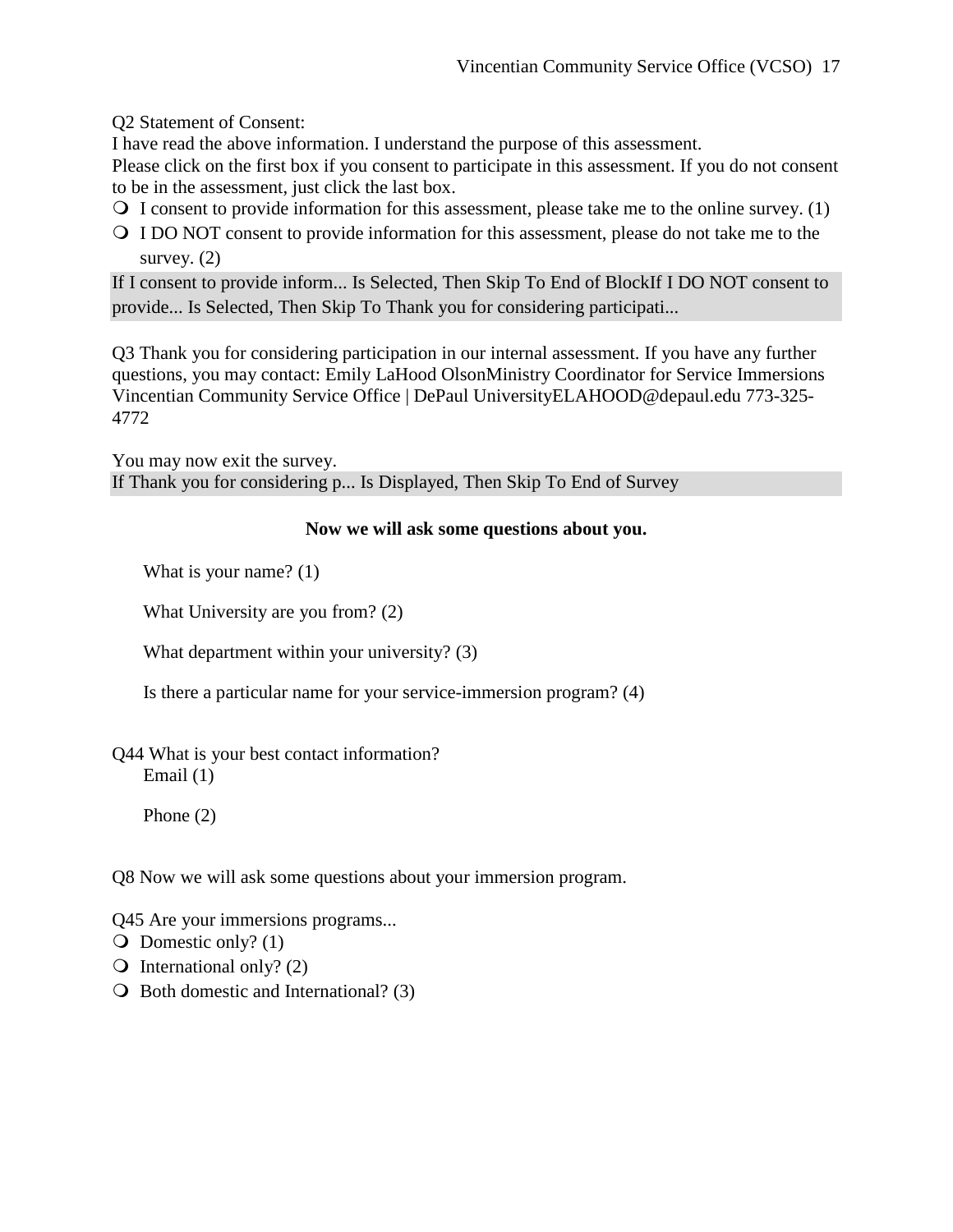Q2 Statement of Consent:
I have read the above information. I understand the purpose of this assessment.
Please click on the first box if you consent to participate in this assessment. If you do not consent to be in the assessment, just click the last box.

- I consent to provide information for this assessment, please take me to the online survey. (1)
- I DO NOT consent to provide information for this assessment, please do not take me to the survey. (2)

If I consent to provide inform... Is Selected, Then Skip To End of BlockIf I DO NOT consent to provide... Is Selected, Then Skip To Thank you for considering participati...

Q3 Thank you for considering participation in our internal assessment. If you have any further questions, you may contact: Emily LaHood OlsonMinistry Coordinator for Service Immersions Vincentian Community Service Office | DePaul UniversityELAHOOD@depaul.edu 773-325-4772

You may now exit the survey.
If Thank you for considering p... Is Displayed, Then Skip To End of Survey

**Now we will ask some questions about you.**

What is your name? (1)

What University are you from? (2)

What department within your university? (3)

Is there a particular name for your service-immersion program? (4)

Q44 What is your best contact information?
Email (1)

Phone (2)

Q8 Now we will ask some questions about your immersion program.

Q45 Are your immersions programs...

- Domestic only? (1)
- International only? (2)
- Both domestic and International? (3)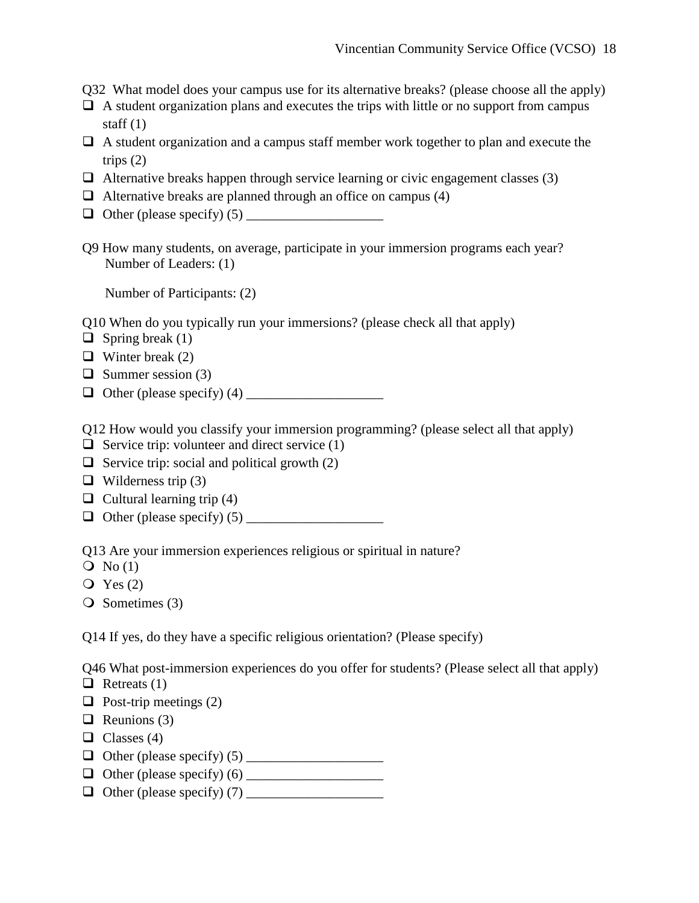Q32 What model does your campus use for its alternative breaks? (please choose all the apply)

- ❑ A student organization plans and executes the trips with little or no support from campus staff (1)
- ❑ A student organization and a campus staff member work together to plan and execute the trips (2)
- ❑ Alternative breaks happen through service learning or civic engagement classes (3)
- ❑ Alternative breaks are planned through an office on campus (4)
- ❑ Other (please specify) (5) ____________________

Q9 How many students, on average, participate in your immersion programs each year?

Number of Leaders: (1)

Number of Participants: (2)

Q10 When do you typically run your immersions? (please check all that apply)

- ❑ Spring break (1)
- ❑ Winter break (2)
- ❑ Summer session (3)
- ❑ Other (please specify) (4) ____________________

Q12 How would you classify your immersion programming? (please select all that apply)

- ❑ Service trip: volunteer and direct service (1)
- ❑ Service trip: social and political growth (2)
- ❑ Wilderness trip (3)
- ❑ Cultural learning trip (4)
- ❑ Other (please specify) (5) ____________________

Q13 Are your immersion experiences religious or spiritual in nature?

- ❍ No (1)
- ❍ Yes (2)
- ❍ Sometimes (3)

Q14 If yes, do they have a specific religious orientation? (Please specify)

Q46 What post-immersion experiences do you offer for students? (Please select all that apply)

- ❑ Retreats (1)
- ❑ Post-trip meetings (2)
- ❑ Reunions (3)
- ❑ Classes (4)
- ❑ Other (please specify) (5) ____________________
- ❑ Other (please specify) (6) ____________________
- ❑ Other (please specify) (7) ____________________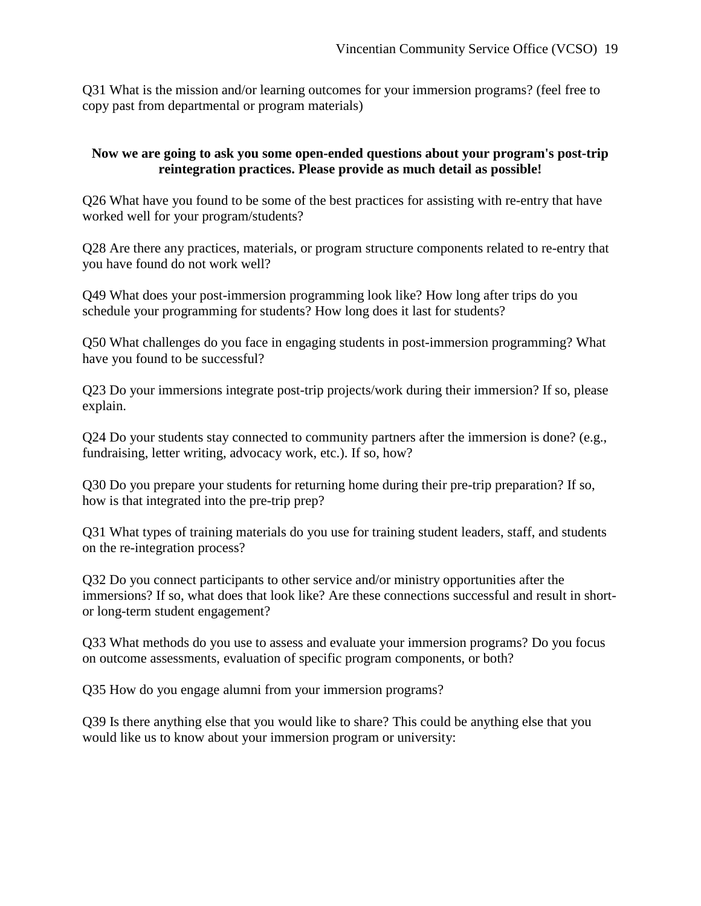Q31 What is the mission and/or learning outcomes for your immersion programs? (feel free to copy past from departmental or program materials)

**Now we are going to ask you some open-ended questions about your program's post-trip reintegration practices. Please provide as much detail as possible!**

Q26 What have you found to be some of the best practices for assisting with re-entry that have worked well for your program/students?

Q28 Are there any practices, materials, or program structure components related to re-entry that you have found do not work well?

Q49 What does your post-immersion programming look like? How long after trips do you schedule your programming for students? How long does it last for students?

Q50 What challenges do you face in engaging students in post-immersion programming? What have you found to be successful?

Q23 Do your immersions integrate post-trip projects/work during their immersion? If so, please explain.

Q24 Do your students stay connected to community partners after the immersion is done? (e.g., fundraising, letter writing, advocacy work, etc.). If so, how?

Q30 Do you prepare your students for returning home during their pre-trip preparation? If so, how is that integrated into the pre-trip prep?

Q31 What types of training materials do you use for training student leaders, staff, and students on the re-integration process?

Q32 Do you connect participants to other service and/or ministry opportunities after the immersions? If so, what does that look like? Are these connections successful and result in short- or long-term student engagement?

Q33 What methods do you use to assess and evaluate your immersion programs? Do you focus on outcome assessments, evaluation of specific program components, or both?

Q35 How do you engage alumni from your immersion programs?

Q39 Is there anything else that you would like to share? This could be anything else that you would like us to know about your immersion program or university: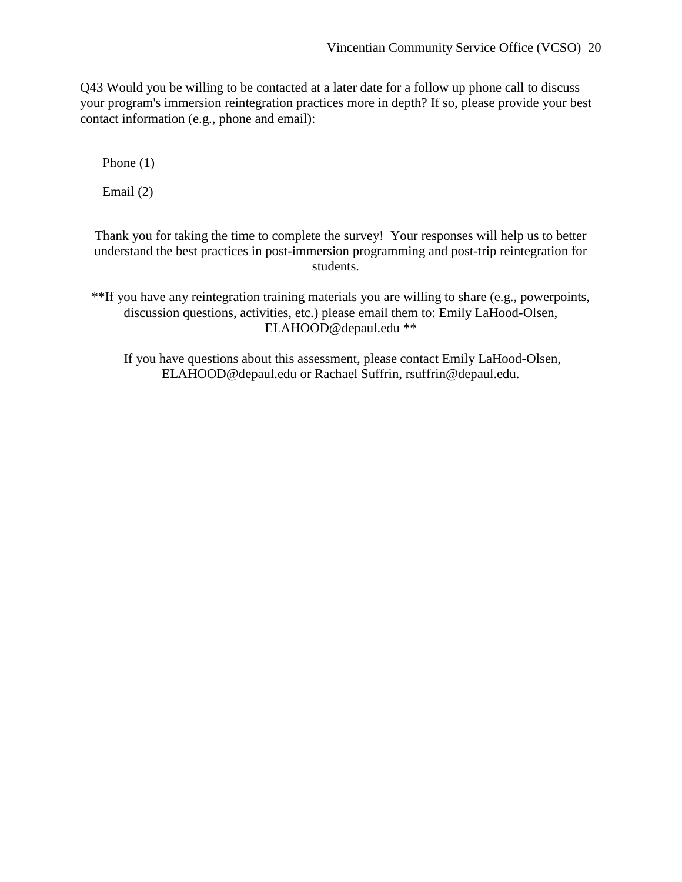Q43 Would you be willing to be contacted at a later date for a follow up phone call to discuss your program's immersion reintegration practices more in depth? If so, please provide your best contact information (e.g., phone and email):

Phone (1)

Email (2)

Thank you for taking the time to complete the survey! Your responses will help us to better understand the best practices in post-immersion programming and post-trip reintegration for students.

**If you have any reintegration training materials you are willing to share (e.g., powerpoints, discussion questions, activities, etc.) please email them to: Emily LaHood-Olsen, ELAHOOD@depaul.edu **

If you have questions about this assessment, please contact Emily LaHood-Olsen, ELAHOOD@depaul.edu or Rachael Suffrin, rsuffrin@depaul.edu.